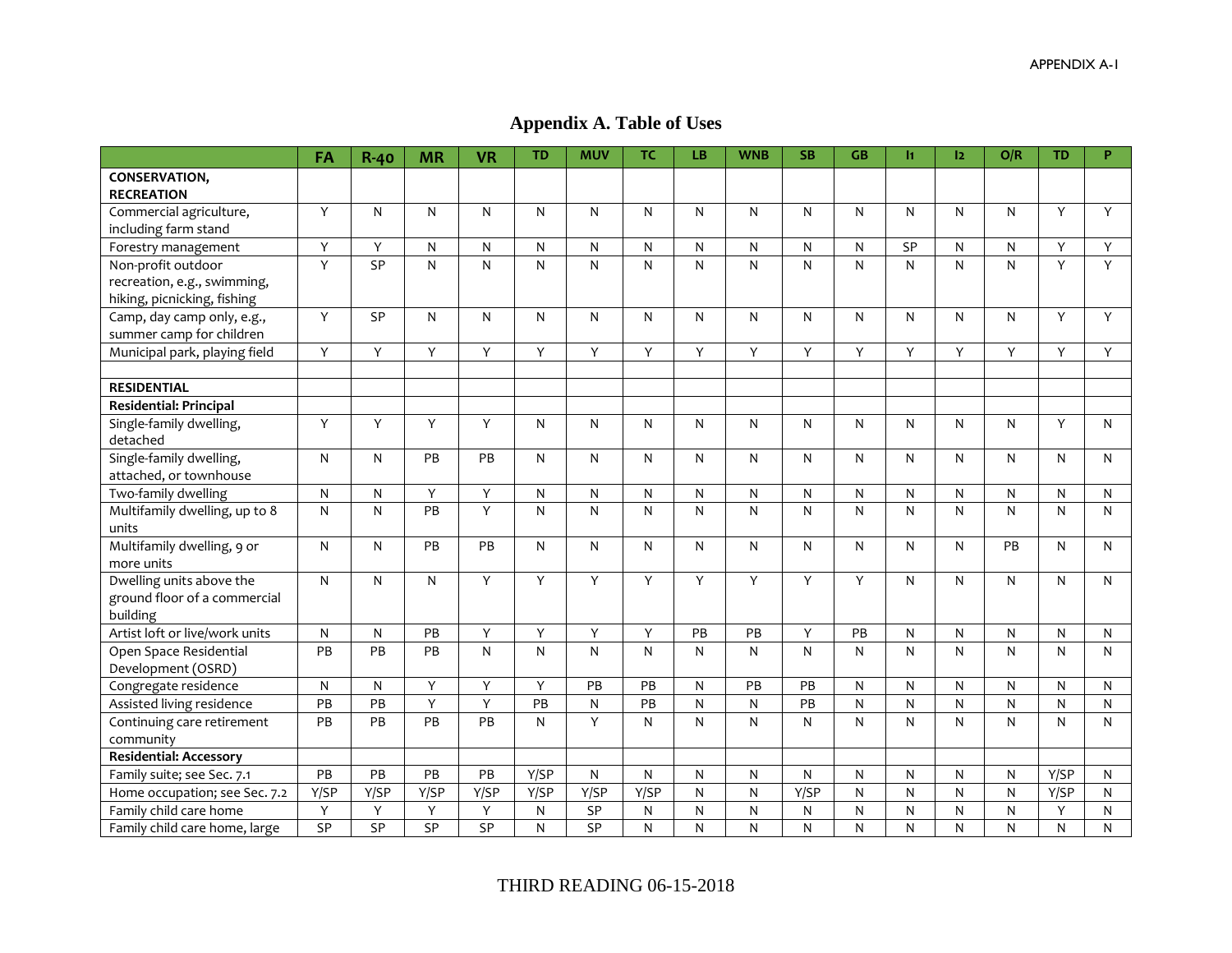# Appendix A. Table of Uses

| | FA | R-40 | MR | VR | TD | MUV | TC | LB | WNB | SB | GB | I1 | I2 | O/R | TD | P |
|---|---|---|---|---|---|---|---|---|---|---|---|---|---|---|---|---|
| **CONSERVATION, RECREATION** | | | | | | | | | | | | | | | | |
| Commercial agriculture, including farm stand | Y | N | N | N | N | N | N | N | N | N | N | N | N | N | Y | Y |
| Forestry management | Y | Y | N | N | N | N | N | N | N | N | N | SP | N | N | Y | Y |
| Non-profit outdoor recreation, e.g., swimming, hiking, picnicking, fishing | Y | SP | N | N | N | N | N | N | N | N | N | N | N | N | Y | Y |
| Camp, day camp only, e.g., summer camp for children | Y | SP | N | N | N | N | N | N | N | N | N | N | N | N | Y | Y |
| Municipal park, playing field | Y | Y | Y | Y | Y | Y | Y | Y | Y | Y | Y | Y | Y | Y | Y | Y |
| | | | | | | | | | | | | | | | | |
| **RESIDENTIAL** | | | | | | | | | | | | | | | | |
| **Residential: Principal** | | | | | | | | | | | | | | | | |
| Single-family dwelling, detached | Y | Y | Y | Y | N | N | N | N | N | N | N | N | N | N | Y | N |
| Single-family dwelling, attached, or townhouse | N | N | PB | PB | N | N | N | N | N | N | N | N | N | N | N | N |
| Two-family dwelling | N | N | Y | Y | N | N | N | N | N | N | N | N | N | N | N | N |
| Multifamily dwelling, up to 8 units | N | N | PB | Y | N | N | N | N | N | N | N | N | N | N | N | N |
| Multifamily dwelling, 9 or more units | N | N | PB | PB | N | N | N | N | N | N | N | N | N | PB | N | N |
| Dwelling units above the ground floor of a commercial building | N | N | N | Y | Y | Y | Y | Y | Y | Y | Y | N | N | N | N | N |
| Artist loft or live/work units | N | N | PB | Y | Y | Y | Y | PB | PB | Y | PB | N | N | N | N | N |
| Open Space Residential Development (OSRD) | PB | PB | PB | N | N | N | N | N | N | N | N | N | N | N | N | N |
| Congregate residence | N | N | Y | Y | Y | PB | PB | N | PB | PB | N | N | N | N | N | N |
| Assisted living residence | PB | PB | Y | Y | PB | N | PB | N | N | PB | N | N | N | N | N | N |
| Continuing care retirement community | PB | PB | PB | PB | N | Y | N | N | N | N | N | N | N | N | N | N |
| **Residential: Accessory** | | | | | | | | | | | | | | | | |
| Family suite; see Sec. 7.1 | PB | PB | PB | PB | Y/SP | N | N | N | N | N | N | N | N | N | Y/SP | N |
| Home occupation; see Sec. 7.2 | Y/SP | Y/SP | Y/SP | Y/SP | Y/SP | Y/SP | Y/SP | N | N | Y/SP | N | N | N | N | Y/SP | N |
| Family child care home | Y | Y | Y | Y | N | SP | N | N | N | N | N | N | N | N | Y | N |
| Family child care home, large | SP | SP | SP | SP | N | SP | N | N | N | N | N | N | N | N | N | N |

THIRD READING 06-15-2018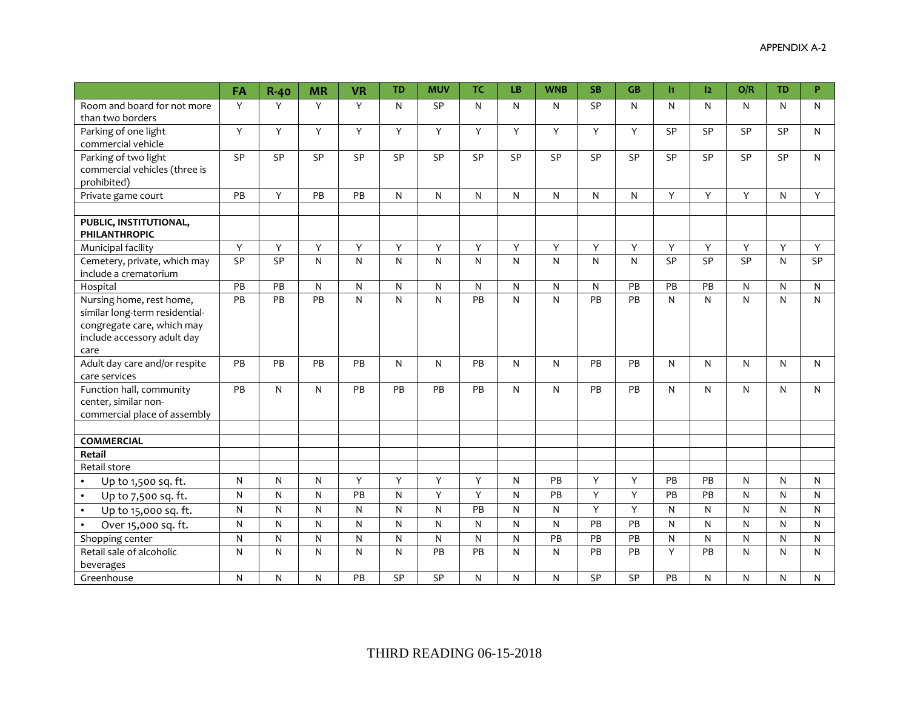| | FA | R-40 | MR | VR | TD | MUV | TC | LB | WNB | SB | GB | I1 | I2 | O/R | TD | P |
|---|---|---|---|---|---|---|---|---|---|---|---|---|---|---|---|---|
| Room and board for not more than two borders | Y | Y | Y | Y | N | SP | N | N | N | SP | N | N | N | N | N | N |
| Parking of one light commercial vehicle | Y | Y | Y | Y | Y | Y | Y | Y | Y | Y | Y | SP | SP | SP | SP | N |
| Parking of two light commercial vehicles (three is prohibited) | SP | SP | SP | SP | SP | SP | SP | SP | SP | SP | SP | SP | SP | SP | SP | N |
| Private game court | PB | Y | PB | PB | N | N | N | N | N | N | N | Y | Y | Y | N | Y |
| | | | | | | | | | | | | | | | | |
| **PUBLIC, INSTITUTIONAL, PHILANTHROPIC** | | | | | | | | | | | | | | | | |
| Municipal facility | Y | Y | Y | Y | Y | Y | Y | Y | Y | Y | Y | Y | Y | Y | Y | Y |
| Cemetery, private, which may include a crematorium | SP | SP | N | N | N | N | N | N | N | N | N | SP | SP | SP | N | SP |
| Hospital | PB | PB | N | N | N | N | N | N | N | N | PB | PB | PB | N | N | N |
| Nursing home, rest home, similar long-term residential-congregate care, which may include accessory adult day care | PB | PB | PB | N | N | N | PB | N | N | PB | PB | N | N | N | N | N |
| Adult day care and/or respite care services | PB | PB | PB | PB | N | N | PB | N | N | PB | PB | N | N | N | N | N |
| Function hall, community center, similar non-commercial place of assembly | PB | N | N | PB | PB | PB | PB | N | N | PB | PB | N | N | N | N | N |
| | | | | | | | | | | | | | | | | |
| **COMMERCIAL** | | | | | | | | | | | | | | | | |
| **Retail** | | | | | | | | | | | | | | | | |
| Retail store | | | | | | | | | | | | | | | | |
| • Up to 1,500 sq. ft. | N | N | N | Y | Y | Y | Y | N | PB | Y | Y | PB | PB | N | N | N |
| • Up to 7,500 sq. ft. | N | N | N | PB | N | Y | Y | N | PB | Y | Y | PB | PB | N | N | N |
| • Up to 15,000 sq. ft. | N | N | N | N | N | N | PB | N | N | Y | Y | N | N | N | N | N |
| • Over 15,000 sq. ft. | N | N | N | N | N | N | N | N | N | PB | PB | N | N | N | N | N |
| Shopping center | N | N | N | N | N | N | N | N | PB | PB | PB | N | N | N | N | N |
| Retail sale of alcoholic beverages | N | N | N | N | N | PB | PB | N | N | PB | PB | Y | PB | N | N | N |
| Greenhouse | N | N | N | PB | SP | SP | N | N | N | SP | SP | PB | N | N | N | N |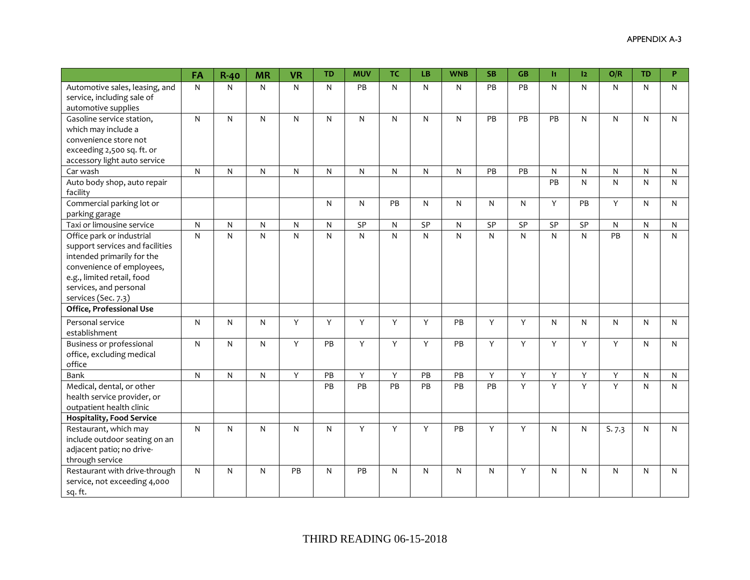| | FA | R-40 | MR | VR | TD | MUV | TC | LB | WNB | SB | GB | I1 | I2 | O/R | TD | P |
|---|---|---|---|---|---|---|---|---|---|---|---|---|---|---|---|---|
| Automotive sales, leasing, and service, including sale of automotive supplies | N | N | N | N | N | PB | N | N | N | PB | PB | N | N | N | N | N |
| Gasoline service station, which may include a convenience store not exceeding 2,500 sq. ft. or accessory light auto service | N | N | N | N | N | N | N | N | N | PB | PB | PB | N | N | N | N |
| Car wash | N | N | N | N | N | N | N | N | N | PB | PB | N | N | N | N | N |
| Auto body shop, auto repair facility | | | | | | | | | | | | PB | N | N | N | N |
| Commercial parking lot or parking garage | | | | | N | N | PB | N | N | N | N | Y | PB | Y | N | N |
| Taxi or limousine service | N | N | N | N | N | SP | N | SP | N | SP | SP | SP | SP | N | N | N |
| Office park or industrial support services and facilities intended primarily for the convenience of employees, e.g., limited retail, food services, and personal services (Sec. 7.3) | N | N | N | N | N | N | N | N | N | N | N | N | N | PB | N | N |
| **Office, Professional Use** | | | | | | | | | | | | | | | | |
| Personal service establishment | N | N | N | Y | Y | Y | Y | Y | PB | Y | Y | N | N | N | N | N |
| Business or professional office, excluding medical office | N | N | N | Y | PB | Y | Y | Y | PB | Y | Y | Y | Y | Y | N | N |
| Bank | N | N | N | Y | PB | Y | Y | PB | PB | Y | Y | Y | Y | Y | N | N |
| Medical, dental, or other health service provider, or outpatient health clinic | | | | | PB | PB | PB | PB | PB | PB | Y | Y | Y | Y | N | N |
| **Hospitality, Food Service** | | | | | | | | | | | | | | | | |
| Restaurant, which may include outdoor seating on an adjacent patio; no drive-through service | N | N | N | N | N | Y | Y | Y | PB | Y | Y | N | N | S. 7.3 | N | N |
| Restaurant with drive-through service, not exceeding 4,000 sq. ft. | N | N | N | PB | N | PB | N | N | N | N | Y | N | N | N | N | N |

THIRD READING 06-15-2018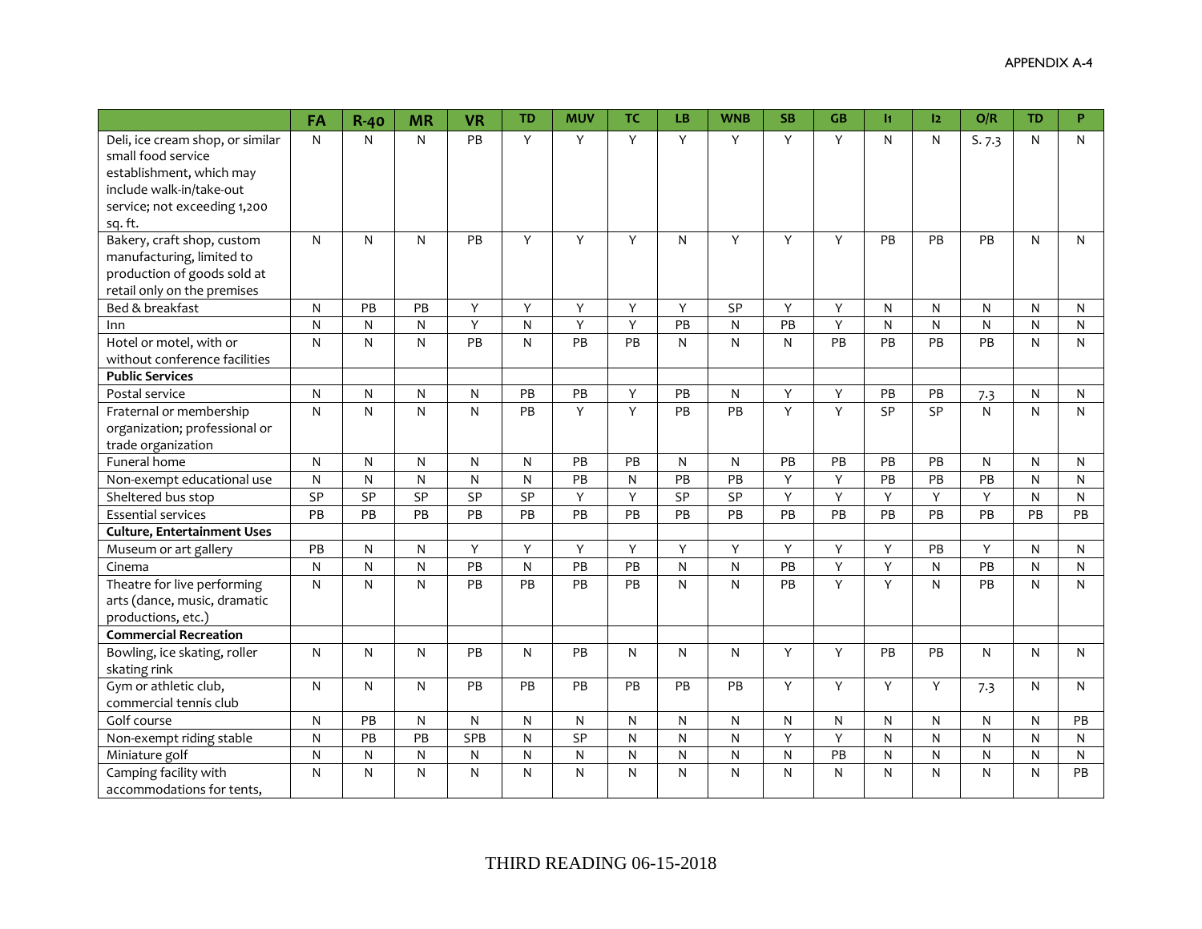| | FA | R-40 | MR | VR | TD | MUV | TC | LB | WNB | SB | GB | I1 | I2 | O/R | TD | P |
|---|---|---|---|---|---|---|---|---|---|---|---|---|---|---|---|---|
| Deli, ice cream shop, or similar small food service establishment, which may include walk-in/take-out service; not exceeding 1,200 sq. ft. | N | N | N | PB | Y | Y | Y | Y | Y | Y | Y | N | N | S. 7.3 | N | N |
| Bakery, craft shop, custom manufacturing, limited to production of goods sold at retail only on the premises | N | N | N | PB | Y | Y | Y | N | Y | Y | Y | PB | PB | PB | N | N |
| Bed & breakfast | N | PB | PB | Y | Y | Y | Y | Y | SP | Y | Y | N | N | N | N | N |
| Inn | N | N | N | Y | N | Y | Y | PB | N | PB | Y | N | N | N | N | N |
| Hotel or motel, with or without conference facilities | N | N | N | PB | N | PB | PB | N | N | N | PB | PB | PB | PB | N | N |
| **Public Services** | | | | | | | | | | | | | | | | |
| Postal service | N | N | N | N | PB | PB | Y | PB | N | Y | Y | PB | PB | 7.3 | N | N |
| Fraternal or membership organization; professional or trade organization | N | N | N | N | PB | Y | Y | PB | PB | Y | Y | SP | SP | N | N | N |
| Funeral home | N | N | N | N | N | PB | PB | N | N | PB | PB | PB | PB | N | N | N |
| Non-exempt educational use | N | N | N | N | N | PB | N | PB | PB | Y | Y | PB | PB | PB | N | N |
| Sheltered bus stop | SP | SP | SP | SP | SP | Y | Y | SP | SP | Y | Y | Y | Y | Y | N | N |
| Essential services | PB | PB | PB | PB | PB | PB | PB | PB | PB | PB | PB | PB | PB | PB | PB | PB |
| **Culture, Entertainment Uses** | | | | | | | | | | | | | | | | |
| Museum or art gallery | PB | N | N | Y | Y | Y | Y | Y | Y | Y | Y | Y | PB | Y | N | N |
| Cinema | N | N | N | PB | N | PB | PB | N | N | PB | Y | Y | N | PB | N | N |
| Theatre for live performing arts (dance, music, dramatic productions, etc.) | N | N | N | PB | PB | PB | PB | N | N | PB | Y | Y | N | PB | N | N |
| **Commercial Recreation** | | | | | | | | | | | | | | | | |
| Bowling, ice skating, roller skating rink | N | N | N | PB | N | PB | N | N | N | Y | Y | PB | PB | N | N | N |
| Gym or athletic club, commercial tennis club | N | N | N | PB | PB | PB | PB | PB | PB | Y | Y | Y | Y | 7.3 | N | N |
| Golf course | N | PB | N | N | N | N | N | N | N | N | N | N | N | N | N | PB |
| Non-exempt riding stable | N | PB | PB | SPB | N | SP | N | N | N | Y | Y | N | N | N | N | N |
| Miniature golf | N | N | N | N | N | N | N | N | N | N | PB | N | N | N | N | N |
| Camping facility with accommodations for tents, | N | N | N | N | N | N | N | N | N | N | N | N | N | N | N | PB |

THIRD READING 06-15-2018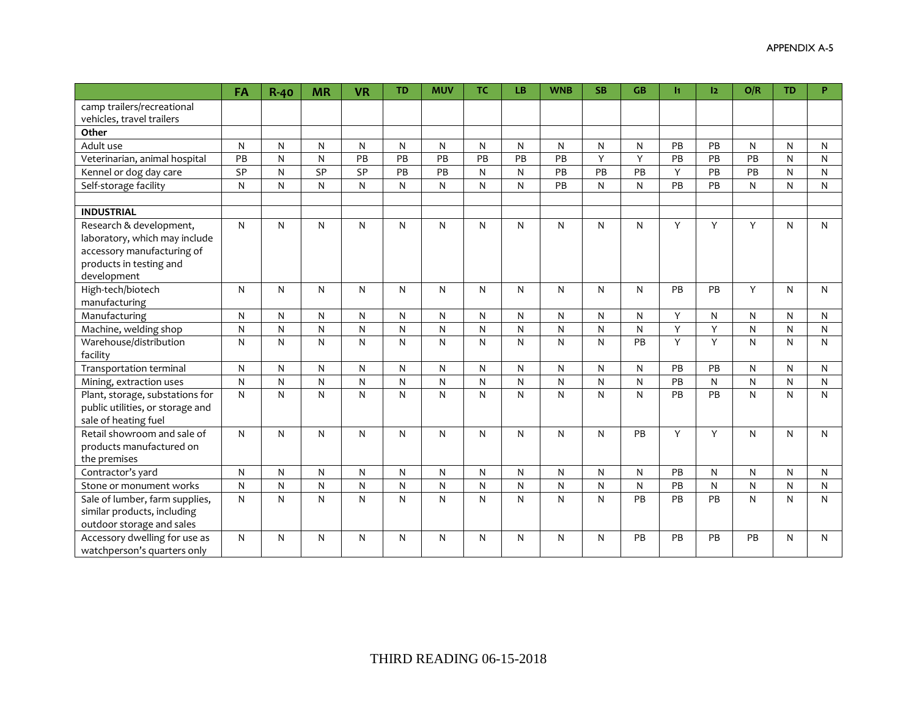| | FA | R-40 | MR | VR | TD | MUV | TC | LB | WNB | SB | GB | I1 | I2 | O/R | TD | P |
|---|---|---|---|---|---|---|---|---|---|---|---|---|---|---|---|---|
| camp trailers/recreational vehicles, travel trailers | | | | | | | | | | | | | | | | |
| **Other** | | | | | | | | | | | | | | | | |
| Adult use | N | N | N | N | N | N | N | N | N | N | N | PB | PB | N | N | N |
| Veterinarian, animal hospital | PB | N | N | PB | PB | PB | PB | PB | PB | Y | Y | PB | PB | PB | N | N |
| Kennel or dog day care | SP | N | SP | SP | PB | PB | N | N | PB | PB | PB | Y | PB | PB | N | N |
| Self-storage facility | N | N | N | N | N | N | N | N | PB | N | N | PB | PB | N | N | N |
| | | | | | | | | | | | | | | | | |
| **INDUSTRIAL** | | | | | | | | | | | | | | | | |
| Research & development, laboratory, which may include accessory manufacturing of products in testing and development | N | N | N | N | N | N | N | N | N | N | N | Y | Y | Y | N | N |
| High-tech/biotech manufacturing | N | N | N | N | N | N | N | N | N | N | N | PB | PB | Y | N | N |
| Manufacturing | N | N | N | N | N | N | N | N | N | N | N | Y | N | N | N | N |
| Machine, welding shop | N | N | N | N | N | N | N | N | N | N | N | Y | Y | N | N | N |
| Warehouse/distribution facility | N | N | N | N | N | N | N | N | N | N | PB | Y | Y | N | N | N |
| Transportation terminal | N | N | N | N | N | N | N | N | N | N | N | PB | PB | N | N | N |
| Mining, extraction uses | N | N | N | N | N | N | N | N | N | N | N | PB | N | N | N | N |
| Plant, storage, substations for public utilities, or storage and sale of heating fuel | N | N | N | N | N | N | N | N | N | N | N | PB | PB | N | N | N |
| Retail showroom and sale of products manufactured on the premises | N | N | N | N | N | N | N | N | N | N | PB | Y | Y | N | N | N |
| Contractor's yard | N | N | N | N | N | N | N | N | N | N | N | PB | N | N | N | N |
| Stone or monument works | N | N | N | N | N | N | N | N | N | N | N | PB | N | N | N | N |
| Sale of lumber, farm supplies, similar products, including outdoor storage and sales | N | N | N | N | N | N | N | N | N | N | PB | PB | PB | N | N | N |
| Accessory dwelling for use as watchperson's quarters only | N | N | N | N | N | N | N | N | N | N | PB | PB | PB | PB | N | N |

THIRD READING 06-15-2018